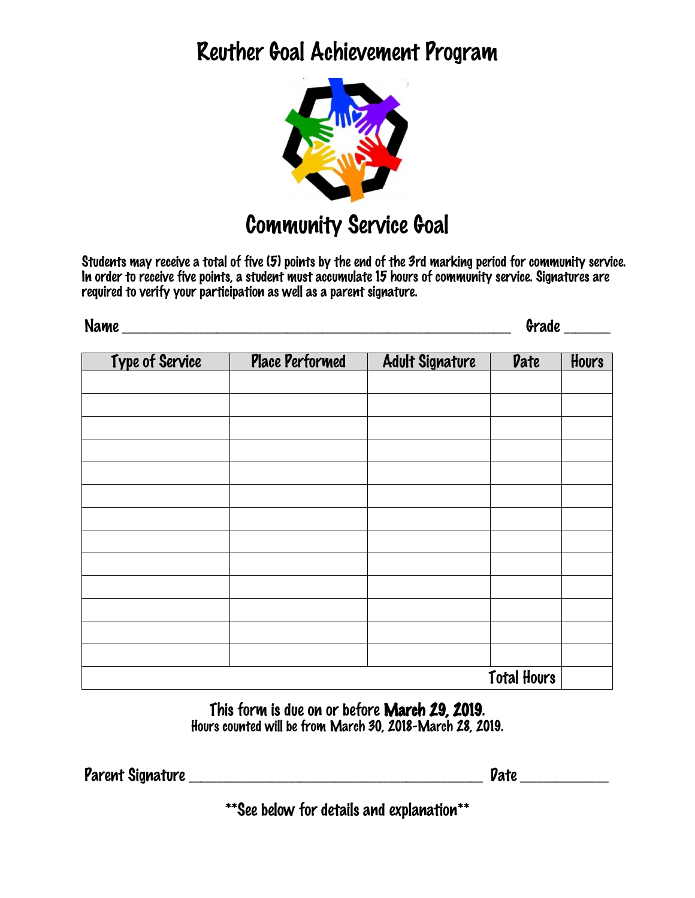# Reuther Goal Achievement Program

## Community Service Goal

Students may receive a total of five (5) points by the end of the 3rd marking period for community service. In order to receive five points, a student must accumulate 15 hours of community service. Signatures are required to verify your participation as well as a parent signature.

Name ___________________________________________ Grade _____

| Type of Service | Place Performed | Adult Signature | Date | Hours |
|---|---|---|---|---|
| | | | | |
| | | | | |
| | | | | |
| | | | | |
| | | | | |
| | | | | |
| | | | | |
| | | | | |
| | | | | |
| | | | | |
| | | | | |
| | | | | |
| | | | | |
| | | | Total Hours | |

This form is due on or before **March 29, 2019**.

Hours counted will be from March 30, 2018-March 28, 2019.

Parent Signature _________________________________ Date __________

**See below for details and explanation**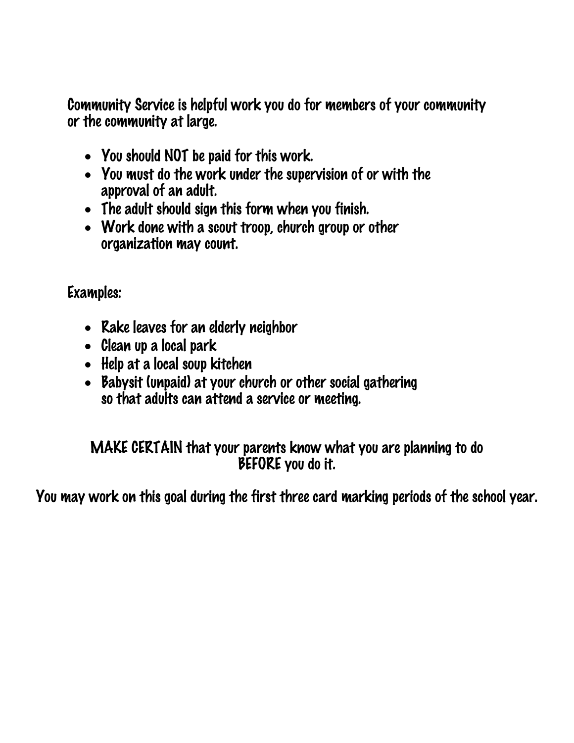Community Service is helpful work you do for members of your community or the community at large.

- You should NOT be paid for this work.
- You must do the work under the supervision of or with the approval of an adult.
- The adult should sign this form when you finish.
- Work done with a scout troop, church group or other organization may count.

Examples:

- Rake leaves for an elderly neighbor
- Clean up a local park
- Help at a local soup kitchen
- Babysit (unpaid) at your church or other social gathering so that adults can attend a service or meeting.

MAKE CERTAIN that your parents know what you are planning to do BEFORE you do it.

You may work on this goal during the first three card marking periods of the school year.